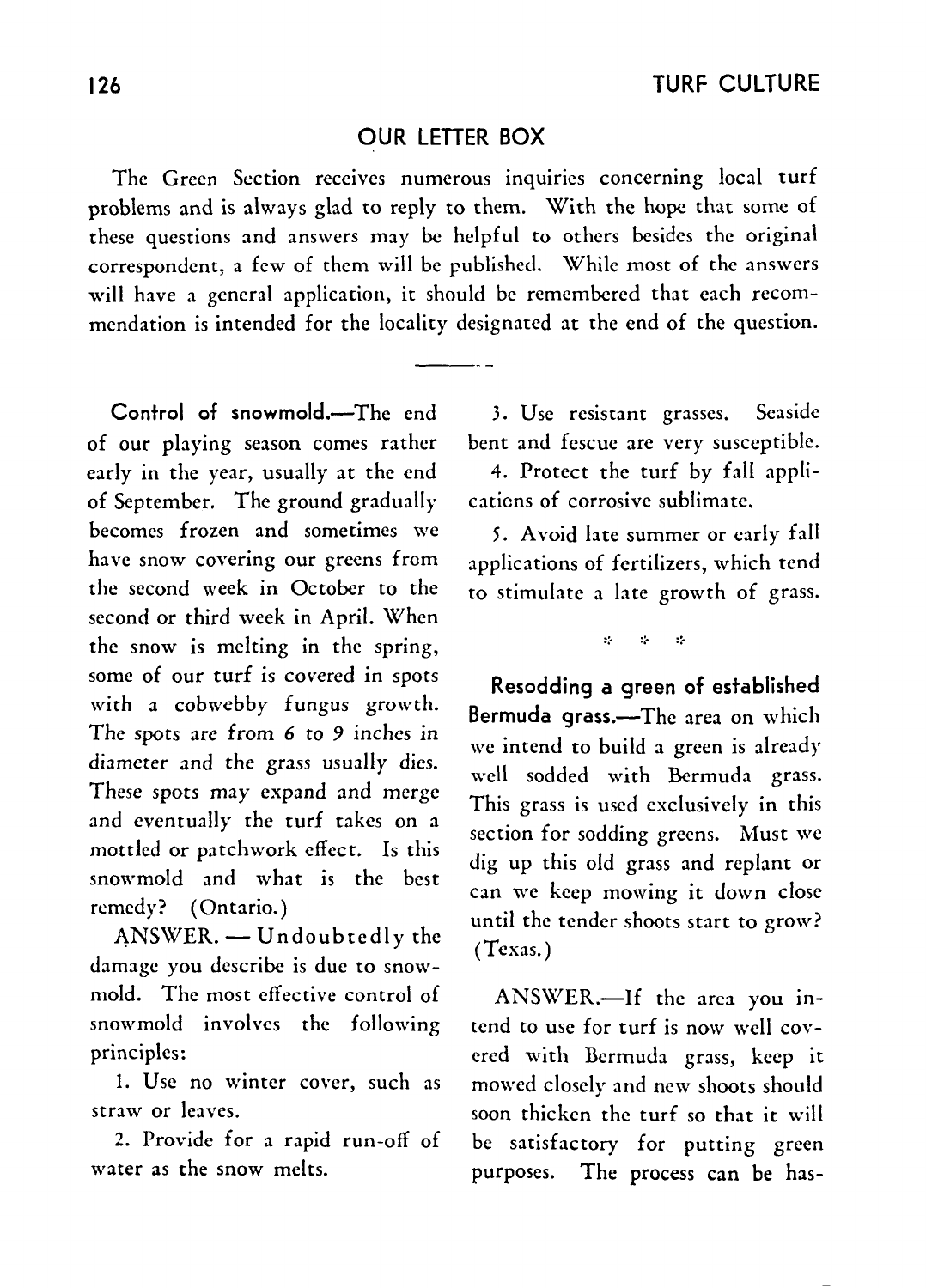## OUR LETTER BOX

The Green Section receives numerous inquiries concerning local turf problems and is always glad to reply to them. With the hope that some of these questions and answers may be helpful to others besides the original correspondent, a few of them will be published. While most of the answers will have a general application, it should be remembered that each recommendation is intended for the locality designated at the end of the question.

---

**Control of snowmold.**—The end of our playing season comes rather early in the year, usually at the end of September. The ground gradually becomes frozen and sometimes we have snow covering our greens from the second week in October to the second or third week in April. When the snow is melting in the spring, some of our turf is covered in spots with a cobwebby fungus growth. The spots are from 6 to 9 inches in diameter and the grass usually dies. These spots may expand and merge and eventually the turf takes on a mottled or patchwork effect. Is this snowmold and what is the best remedy? (Ontario.)

ANSWER. — Undoubtedly the damage you describe is due to snowmold. The most effective control of snowmold involves the following principles:

1. Use no winter cover, such as straw or leaves.
2. Provide for a rapid run-off of water as the snow melts.
3. Use resistant grasses. Seaside bent and fescue are very susceptible.
4. Protect the turf by fall applications of corrosive sublimate.
5. Avoid late summer or early fall applications of fertilizers, which tend to stimulate a late growth of grass.

\* \* \*

**Resodding a green of established Bermuda grass.**—The area on which we intend to build a green is already well sodded with Bermuda grass. This grass is used exclusively in this section for sodding greens. Must we dig up this old grass and replant or can we keep mowing it down close until the tender shoots start to grow? (Texas.)

ANSWER.—If the area you intend to use for turf is now well covered with Bermuda grass, keep it mowed closely and new shoots should soon thicken the turf so that it will be satisfactory for putting green purposes. The process can be has-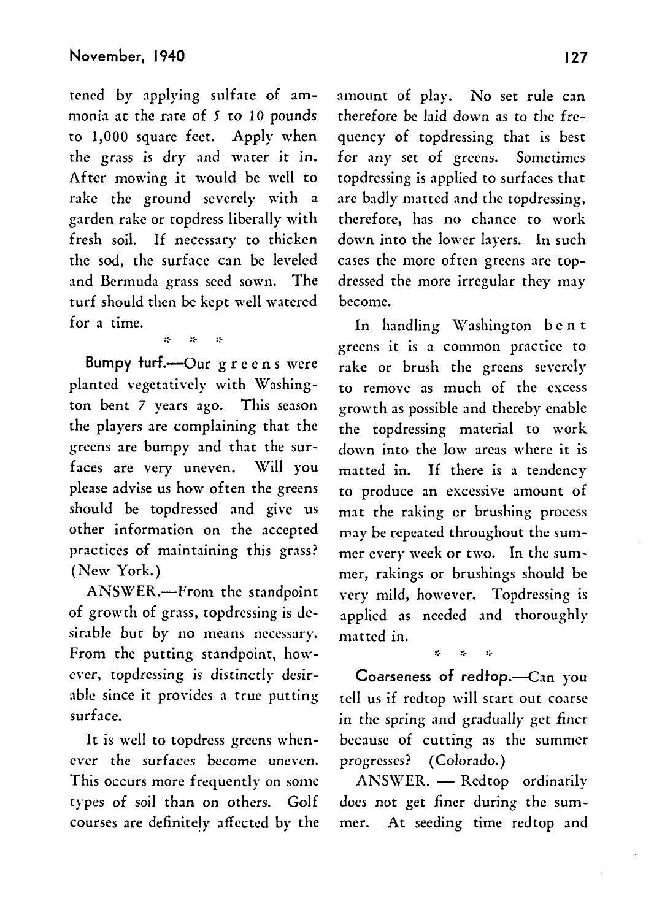tened by applying sulfate of ammonia at the rate of 5 to 10 pounds to 1,000 square feet. Apply when the grass is dry and water it in. After mowing it would be well to rake the ground severely with a garden rake or topdress liberally with fresh soil. If necessary to thicken the sod, the surface can be leveled and Bermuda grass seed sown. The turf should then be kept well watered for a time.

\* \* \*

**Bumpy turf.**—Our greens were planted vegetatively with Washington bent 7 years ago. This season the players are complaining that the greens are bumpy and that the surfaces are very uneven. Will you please advise us how often the greens should be topdressed and give us other information on the accepted practices of maintaining this grass? (New York.)

ANSWER.—From the standpoint of growth of grass, topdressing is desirable but by no means necessary. From the putting standpoint, however, topdressing is distinctly desirable since it provides a true putting surface.

It is well to topdress greens whenever the surfaces become uneven. This occurs more frequently on some types of soil than on others. Golf courses are definitely affected by the amount of play. No set rule can therefore be laid down as to the frequency of topdressing that is best for any set of greens. Sometimes topdressing is applied to surfaces that are badly matted and the topdressing, therefore, has no chance to work down into the lower layers. In such cases the more often greens are topdressed the more irregular they may become.

In handling Washington bent greens it is a common practice to rake or brush the greens severely to remove as much of the excess growth as possible and thereby enable the topdressing material to work down into the low areas where it is matted in. If there is a tendency to produce an excessive amount of mat the raking or brushing process may be repeated throughout the summer every week or two. In the summer, rakings or brushings should be very mild, however. Topdressing is applied as needed and thoroughly matted in.

\* \* \*

**Coarseness of redtop.**—Can you tell us if redtop will start out coarse in the spring and gradually get finer because of cutting as the summer progresses? (Colorado.)

ANSWER. — Redtop ordinarily does not get finer during the summer. At seeding time redtop and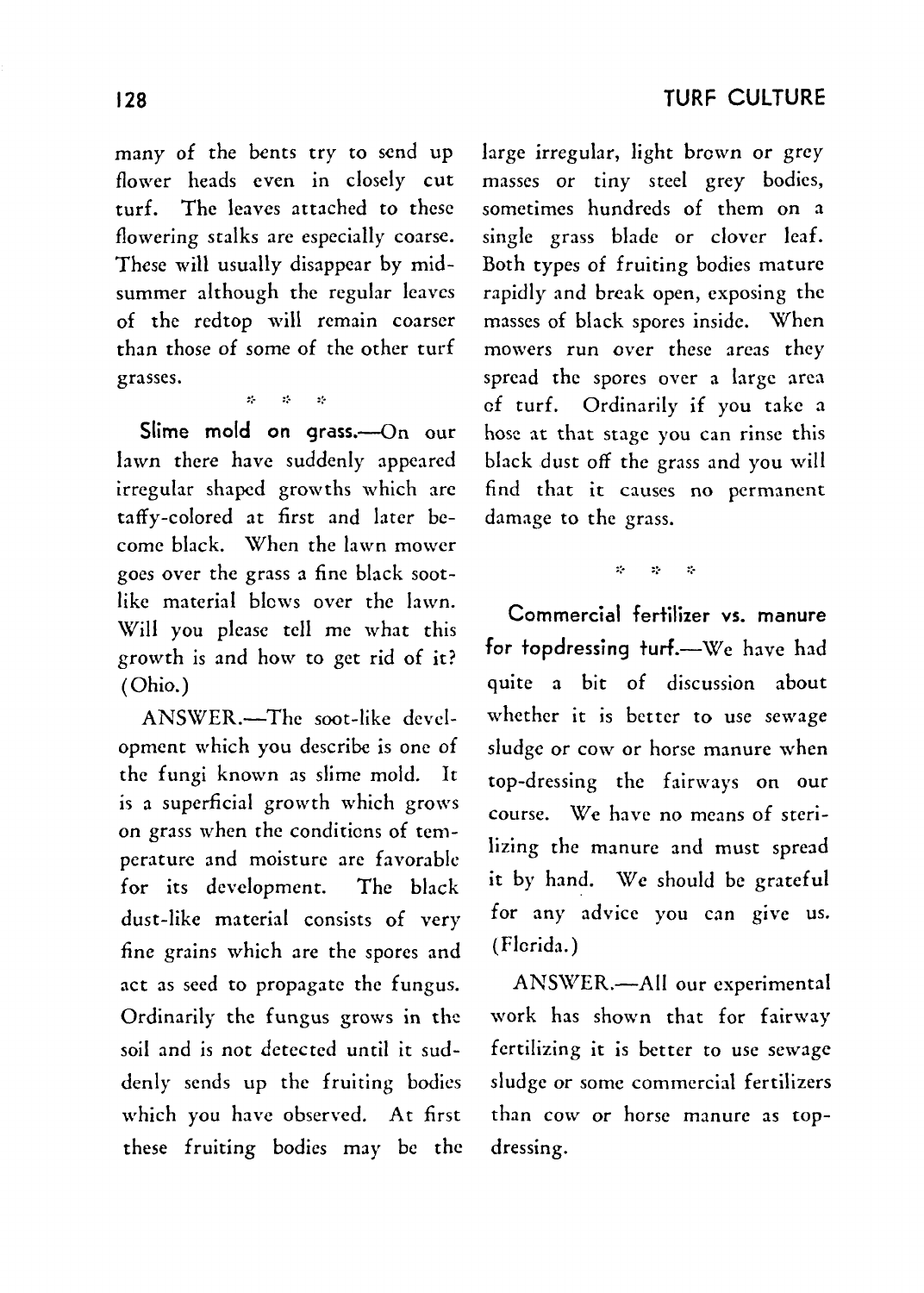many of the bents try to send up flower heads even in closely cut turf. The leaves attached to these flowering stalks are especially coarse. These will usually disappear by midsummer although the regular leaves of the redtop will remain coarser than those of some of the other turf grasses.

\* \* \*

**Slime mold on grass.**—On our lawn there have suddenly appeared irregular shaped growths which are taffy-colored at first and later become black. When the lawn mower goes over the grass a fine black soot-like material blows over the lawn. Will you please tell me what this growth is and how to get rid of it? (Ohio.)

ANSWER.—The soot-like development which you describe is one of the fungi known as slime mold. It is a superficial growth which grows on grass when the conditions of temperature and moisture are favorable for its development. The black dust-like material consists of very fine grains which are the spores and act as seed to propagate the fungus. Ordinarily the fungus grows in the soil and is not detected until it suddenly sends up the fruiting bodies which you have observed. At first these fruiting bodies may be the large irregular, light brown or grey masses or tiny steel grey bodies, sometimes hundreds of them on a single grass blade or clover leaf. Both types of fruiting bodies mature rapidly and break open, exposing the masses of black spores inside. When mowers run over these areas they spread the spores over a large area of turf. Ordinarily if you take a hose at that stage you can rinse this black dust off the grass and you will find that it causes no permanent damage to the grass.

\* \* \*

**Commercial fertilizer vs. manure for topdressing turf.**—We have had quite a bit of discussion about whether it is better to use sewage sludge or cow or horse manure when top-dressing the fairways on our course. We have no means of sterilizing the manure and must spread it by hand. We should be grateful for any advice you can give us. (Florida.)

ANSWER.—All our experimental work has shown that for fairway fertilizing it is better to use sewage sludge or some commercial fertilizers than cow or horse manure as top-dressing.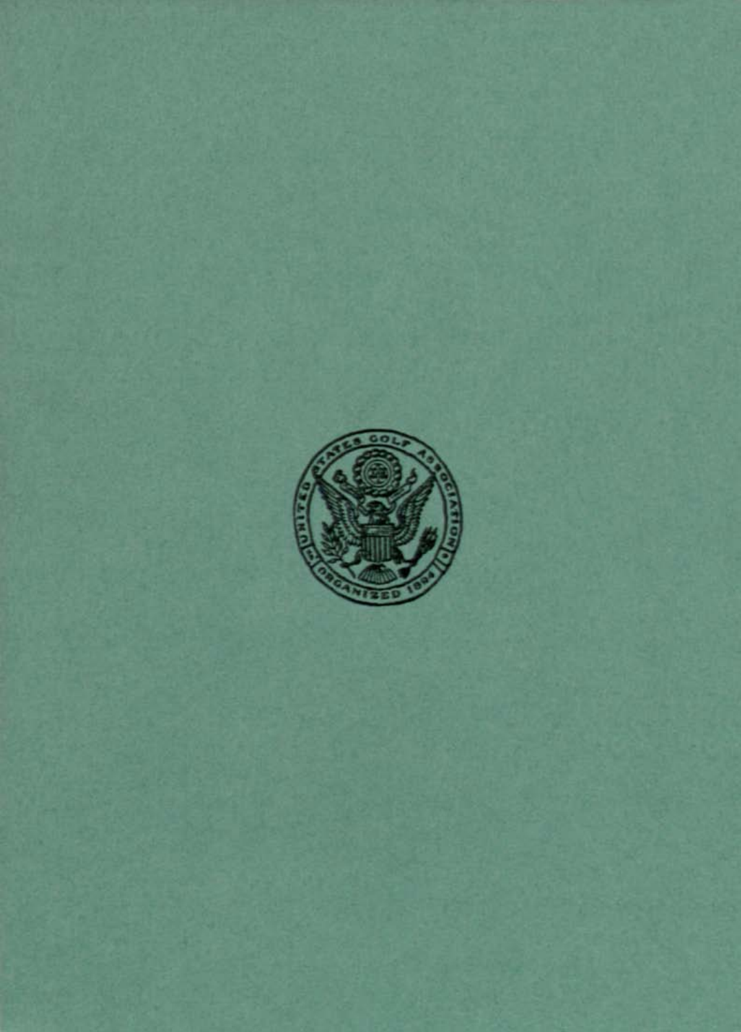UNITED STATES GOLF ASSOCIATION

ORGANIZED 1894